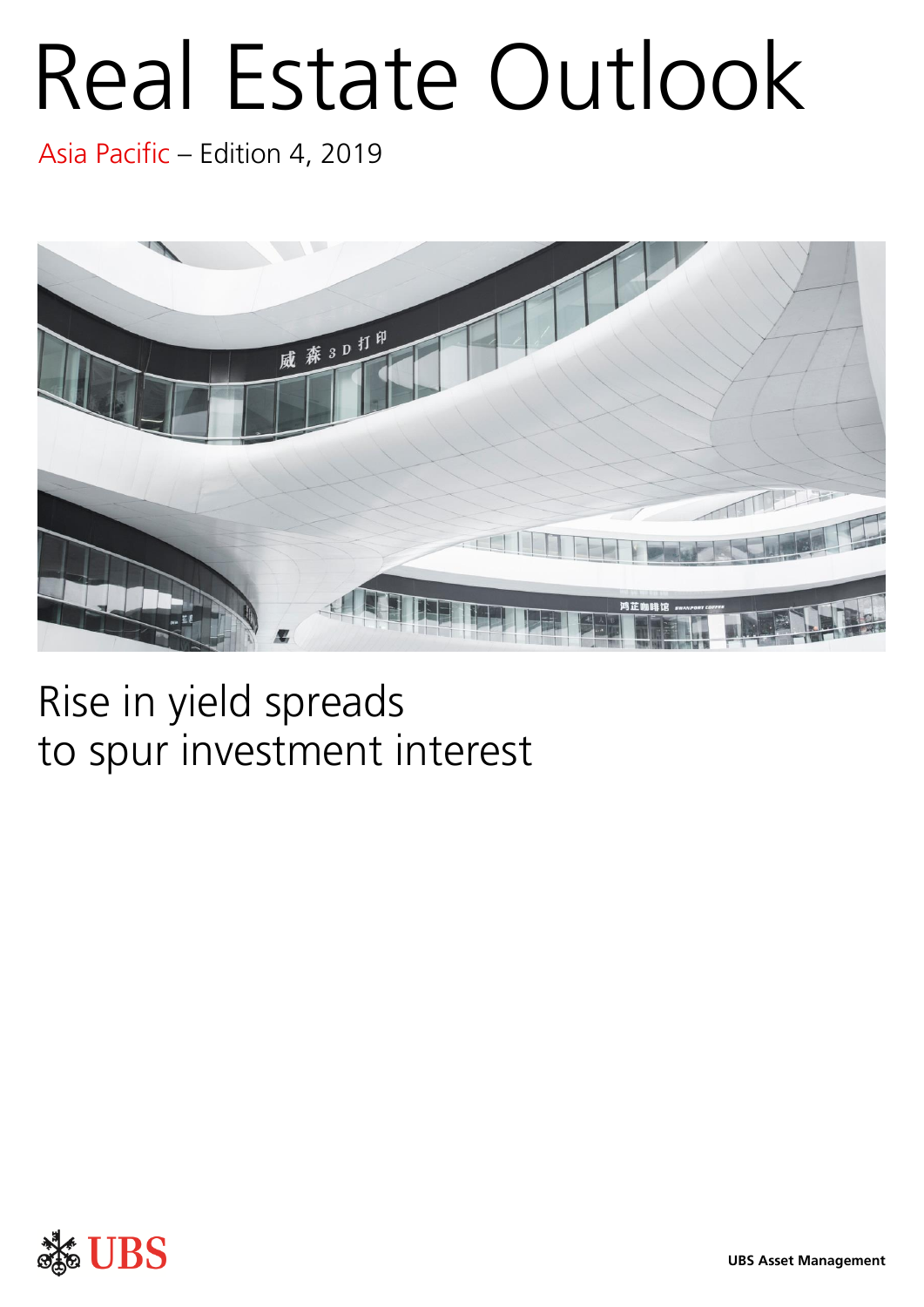# Real Estate Outlook

Asia Pacific – Edition 4, 2019

## Rise in yield spreads to spur investment interest

UBS

UBS Asset Management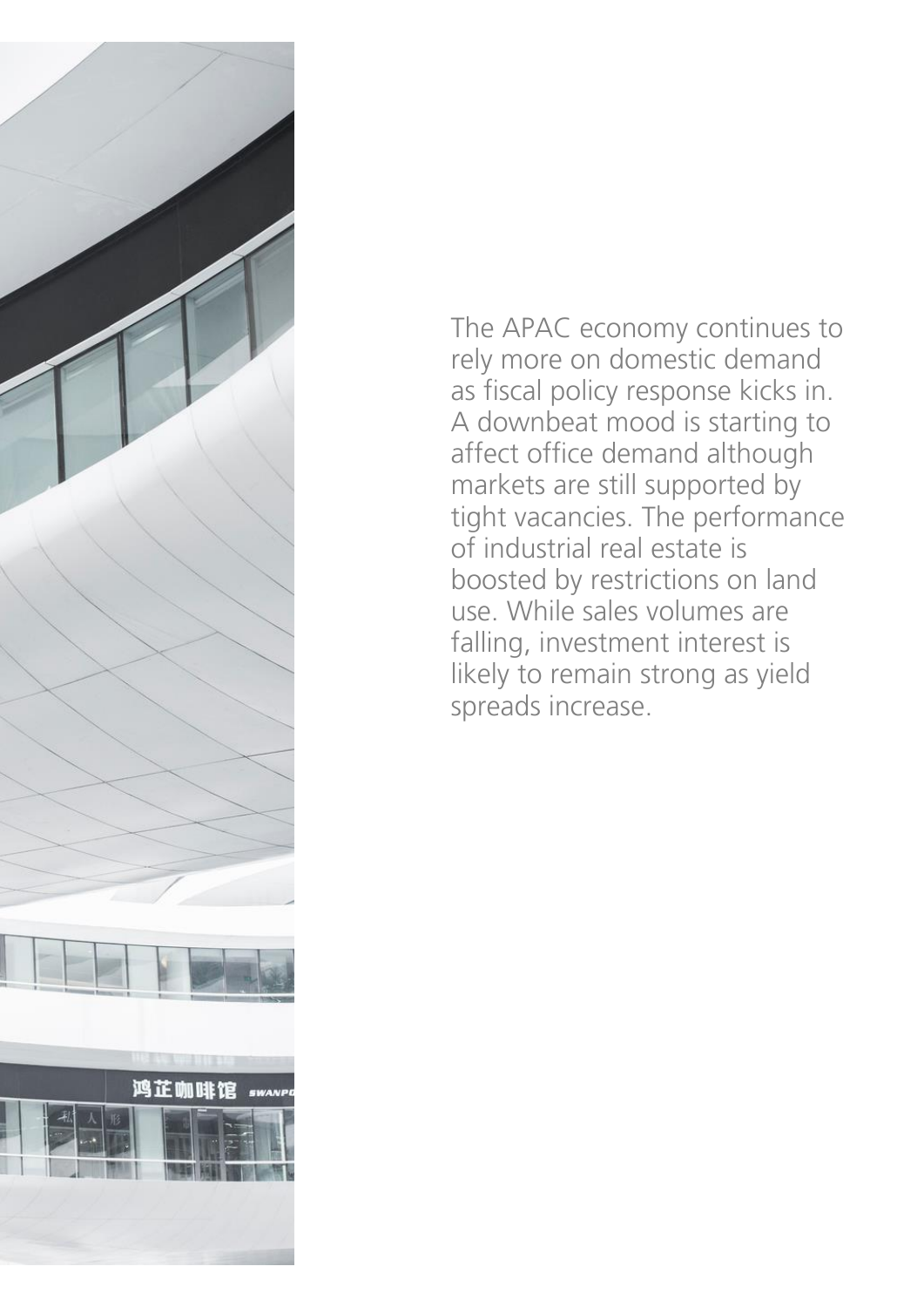The APAC economy continues to rely more on domestic demand as fiscal policy response kicks in. A downbeat mood is starting to affect office demand although markets are still supported by tight vacancies. The performance of industrial real estate is boosted by restrictions on land use. While sales volumes are falling, investment interest is likely to remain strong as yield spreads increase.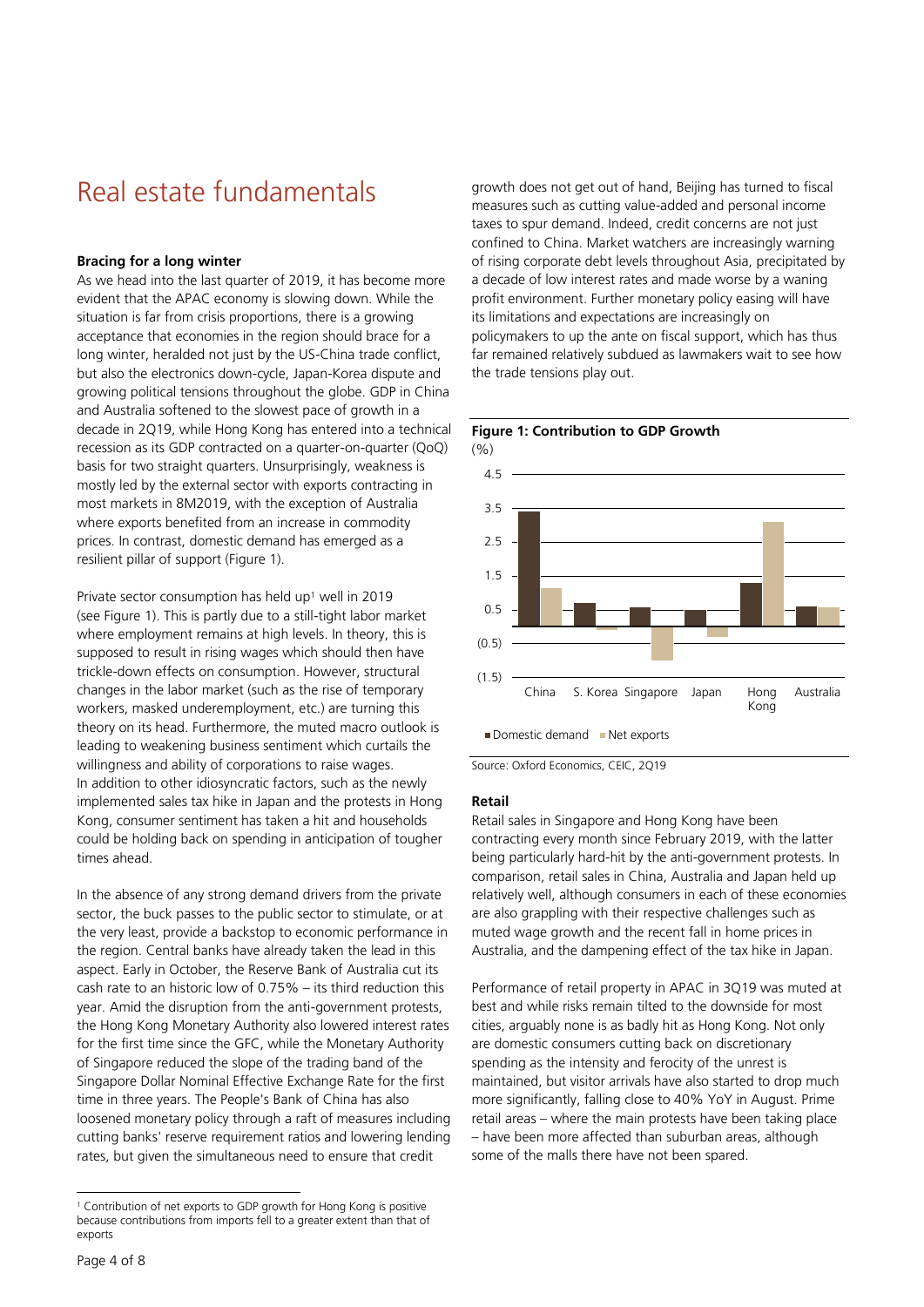# Real estate fundamentals

**Bracing for a long winter**

As we head into the last quarter of 2019, it has become more evident that the APAC economy is slowing down. While the situation is far from crisis proportions, there is a growing acceptance that economies in the region should brace for a long winter, heralded not just by the US-China trade conflict, but also the electronics down-cycle, Japan-Korea dispute and growing political tensions throughout the globe. GDP in China and Australia softened to the slowest pace of growth in a decade in 2Q19, while Hong Kong has entered into a technical recession as its GDP contracted on a quarter-on-quarter (QoQ) basis for two straight quarters. Unsurprisingly, weakness is mostly led by the external sector with exports contracting in most markets in 8M2019, with the exception of Australia where exports benefited from an increase in commodity prices. In contrast, domestic demand has emerged as a resilient pillar of support (Figure 1).

Private sector consumption has held up[1] well in 2019 (see Figure 1). This is partly due to a still-tight labor market where employment remains at high levels. In theory, this is supposed to result in rising wages which should then have trickle-down effects on consumption. However, structural changes in the labor market (such as the rise of temporary workers, masked underemployment, etc.) are turning this theory on its head. Furthermore, the muted macro outlook is leading to weakening business sentiment which curtails the willingness and ability of corporations to raise wages. In addition to other idiosyncratic factors, such as the newly implemented sales tax hike in Japan and the protests in Hong Kong, consumer sentiment has taken a hit and households could be holding back on spending in anticipation of tougher times ahead.

In the absence of any strong demand drivers from the private sector, the buck passes to the public sector to stimulate, or at the very least, provide a backstop to economic performance in the region. Central banks have already taken the lead in this aspect. Early in October, the Reserve Bank of Australia cut its cash rate to an historic low of 0.75% – its third reduction this year. Amid the disruption from the anti-government protests, the Hong Kong Monetary Authority also lowered interest rates for the first time since the GFC, while the Monetary Authority of Singapore reduced the slope of the trading band of the Singapore Dollar Nominal Effective Exchange Rate for the first time in three years. The People's Bank of China has also loosened monetary policy through a raft of measures including cutting banks' reserve requirement ratios and lowering lending rates, but given the simultaneous need to ensure that credit growth does not get out of hand, Beijing has turned to fiscal measures such as cutting value-added and personal income taxes to spur demand. Indeed, credit concerns are not just confined to China. Market watchers are increasingly warning of rising corporate debt levels throughout Asia, precipitated by a decade of low interest rates and made worse by a waning profit environment. Further monetary policy easing will have its limitations and expectations are increasingly on policymakers to up the ante on fiscal support, which has thus far remained relatively subdued as lawmakers wait to see how the trade tensions play out.

**Figure 1: Contribution to GDP Growth**

(%)

| | Domestic demand | Net exports |
|---|---|---|
| China | ~3.4 | ~1.1 |
| S. Korea | ~0.7 | ~(0.1) |
| Singapore | ~0.6 | ~(1.0) |
| Japan | ~0.5 | ~(0.3) |
| Hong Kong | ~1.3 | ~3.1 |
| Australia | ~0.6 | ~0.5 |

Source: Oxford Economics, CEIC, 2Q19

**Retail**

Retail sales in Singapore and Hong Kong have been contracting every month since February 2019, with the latter being particularly hard-hit by the anti-government protests. In comparison, retail sales in China, Australia and Japan held up relatively well, although consumers in each of these economies are also grappling with their respective challenges such as muted wage growth and the recent fall in home prices in Australia, and the dampening effect of the tax hike in Japan.

Performance of retail property in APAC in 3Q19 was muted at best and while risks remain tilted to the downside for most cities, arguably none is as badly hit as Hong Kong. Not only are domestic consumers cutting back on discretionary spending as the intensity and ferocity of the unrest is maintained, but visitor arrivals have also started to drop much more significantly, falling close to 40% YoY in August. Prime retail areas – where the main protests have been taking place – have been more affected than suburban areas, although some of the malls there have not been spared.

[1] Contribution of net exports to GDP growth for Hong Kong is positive because contributions from imports fell to a greater extent than that of exports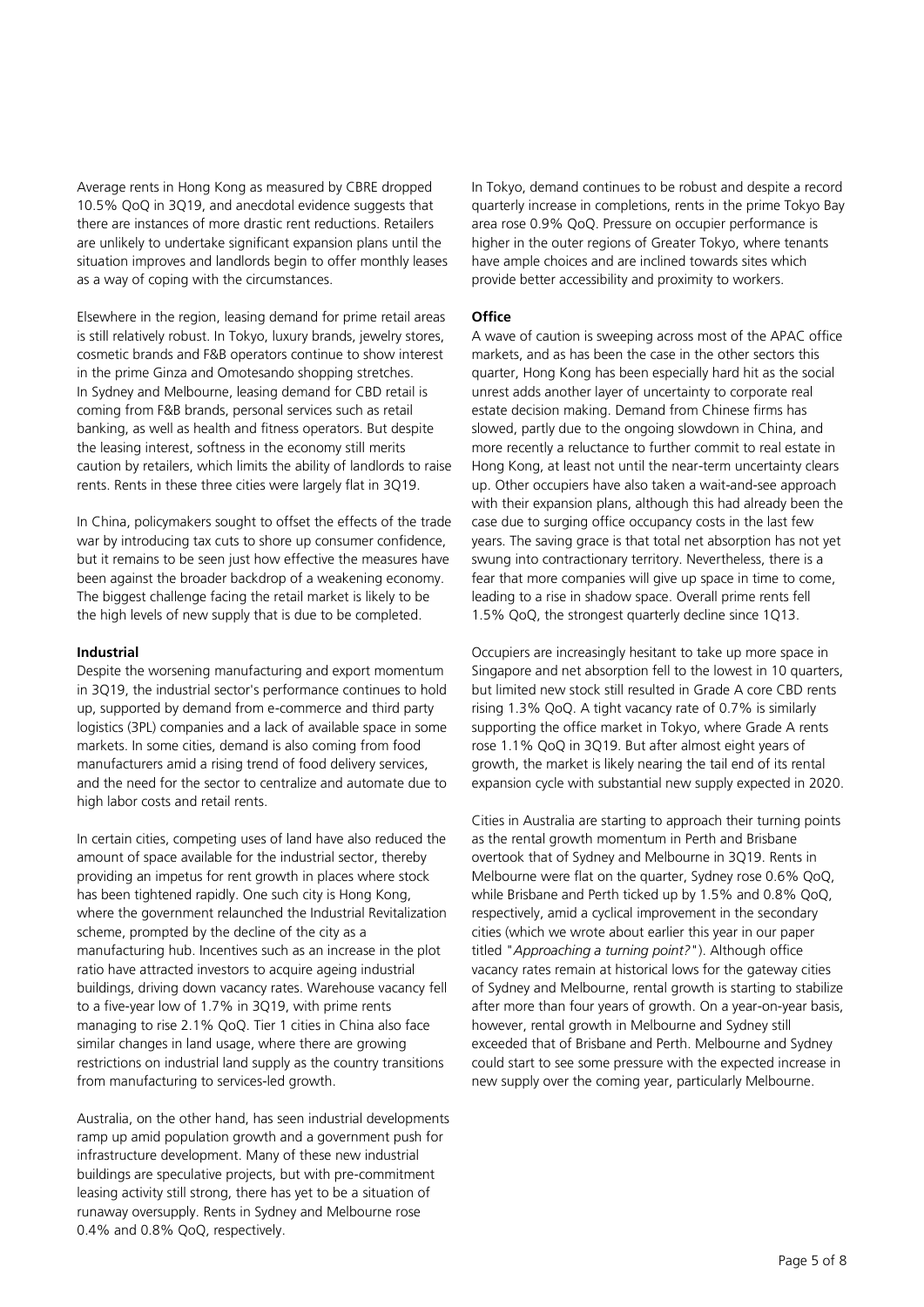Average rents in Hong Kong as measured by CBRE dropped 10.5% QoQ in 3Q19, and anecdotal evidence suggests that there are instances of more drastic rent reductions. Retailers are unlikely to undertake significant expansion plans until the situation improves and landlords begin to offer monthly leases as a way of coping with the circumstances.

Elsewhere in the region, leasing demand for prime retail areas is still relatively robust. In Tokyo, luxury brands, jewelry stores, cosmetic brands and F&B operators continue to show interest in the prime Ginza and Omotesando shopping stretches. In Sydney and Melbourne, leasing demand for CBD retail is coming from F&B brands, personal services such as retail banking, as well as health and fitness operators. But despite the leasing interest, softness in the economy still merits caution by retailers, which limits the ability of landlords to raise rents. Rents in these three cities were largely flat in 3Q19.

In China, policymakers sought to offset the effects of the trade war by introducing tax cuts to shore up consumer confidence, but it remains to be seen just how effective the measures have been against the broader backdrop of a weakening economy. The biggest challenge facing the retail market is likely to be the high levels of new supply that is due to be completed.

**Industrial**

Despite the worsening manufacturing and export momentum in 3Q19, the industrial sector's performance continues to hold up, supported by demand from e-commerce and third party logistics (3PL) companies and a lack of available space in some markets. In some cities, demand is also coming from food manufacturers amid a rising trend of food delivery services, and the need for the sector to centralize and automate due to high labor costs and retail rents.

In certain cities, competing uses of land have also reduced the amount of space available for the industrial sector, thereby providing an impetus for rent growth in places where stock has been tightened rapidly. One such city is Hong Kong, where the government relaunched the Industrial Revitalization scheme, prompted by the decline of the city as a manufacturing hub. Incentives such as an increase in the plot ratio have attracted investors to acquire ageing industrial buildings, driving down vacancy rates. Warehouse vacancy fell to a five-year low of 1.7% in 3Q19, with prime rents managing to rise 2.1% QoQ. Tier 1 cities in China also face similar changes in land usage, where there are growing restrictions on industrial land supply as the country transitions from manufacturing to services-led growth.

Australia, on the other hand, has seen industrial developments ramp up amid population growth and a government push for infrastructure development. Many of these new industrial buildings are speculative projects, but with pre-commitment leasing activity still strong, there has yet to be a situation of runaway oversupply. Rents in Sydney and Melbourne rose 0.4% and 0.8% QoQ, respectively.

In Tokyo, demand continues to be robust and despite a record quarterly increase in completions, rents in the prime Tokyo Bay area rose 0.9% QoQ. Pressure on occupier performance is higher in the outer regions of Greater Tokyo, where tenants have ample choices and are inclined towards sites which provide better accessibility and proximity to workers.

**Office**

A wave of caution is sweeping across most of the APAC office markets, and as has been the case in the other sectors this quarter, Hong Kong has been especially hard hit as the social unrest adds another layer of uncertainty to corporate real estate decision making. Demand from Chinese firms has slowed, partly due to the ongoing slowdown in China, and more recently a reluctance to further commit to real estate in Hong Kong, at least not until the near-term uncertainty clears up. Other occupiers have also taken a wait-and-see approach with their expansion plans, although this had already been the case due to surging office occupancy costs in the last few years. The saving grace is that total net absorption has not yet swung into contractionary territory. Nevertheless, there is a fear that more companies will give up space in time to come, leading to a rise in shadow space. Overall prime rents fell 1.5% QoQ, the strongest quarterly decline since 1Q13.

Occupiers are increasingly hesitant to take up more space in Singapore and net absorption fell to the lowest in 10 quarters, but limited new stock still resulted in Grade A core CBD rents rising 1.3% QoQ. A tight vacancy rate of 0.7% is similarly supporting the office market in Tokyo, where Grade A rents rose 1.1% QoQ in 3Q19. But after almost eight years of growth, the market is likely nearing the tail end of its rental expansion cycle with substantial new supply expected in 2020.

Cities in Australia are starting to approach their turning points as the rental growth momentum in Perth and Brisbane overtook that of Sydney and Melbourne in 3Q19. Rents in Melbourne were flat on the quarter, Sydney rose 0.6% QoQ, while Brisbane and Perth ticked up by 1.5% and 0.8% QoQ, respectively, amid a cyclical improvement in the secondary cities (which we wrote about earlier this year in our paper titled "*Approaching a turning point?*"). Although office vacancy rates remain at historical lows for the gateway cities of Sydney and Melbourne, rental growth is starting to stabilize after more than four years of growth. On a year-on-year basis, however, rental growth in Melbourne and Sydney still exceeded that of Brisbane and Perth. Melbourne and Sydney could start to see some pressure with the expected increase in new supply over the coming year, particularly Melbourne.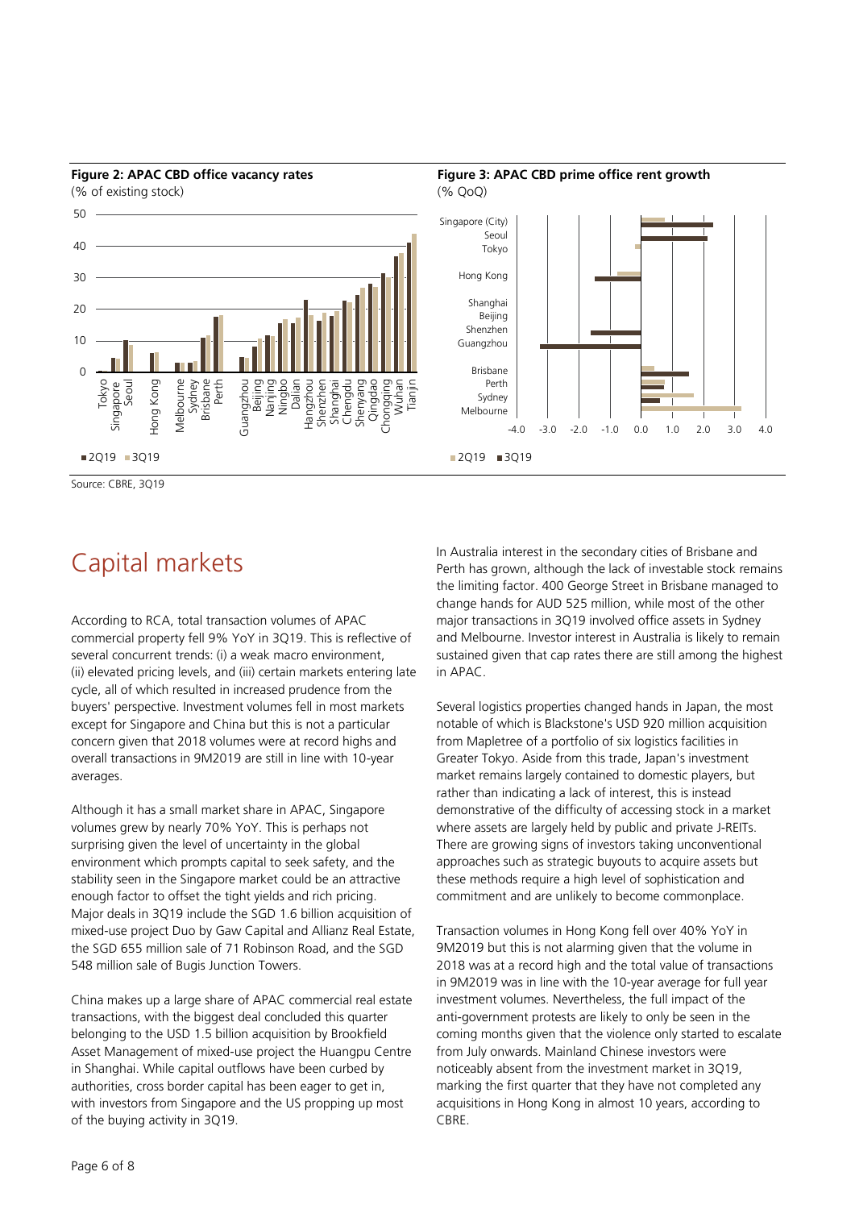**Figure 2: APAC CBD office vacancy rates**
(% of existing stock)

**Figure 3: APAC CBD prime office rent growth**
(% QoQ)

Source: CBRE, 3Q19

# Capital markets

According to RCA, total transaction volumes of APAC commercial property fell 9% YoY in 3Q19. This is reflective of several concurrent trends: (i) a weak macro environment, (ii) elevated pricing levels, and (iii) certain markets entering late cycle, all of which resulted in increased prudence from the buyers' perspective. Investment volumes fell in most markets except for Singapore and China but this is not a particular concern given that 2018 volumes were at record highs and overall transactions in 9M2019 are still in line with 10-year averages.

Although it has a small market share in APAC, Singapore volumes grew by nearly 70% YoY. This is perhaps not surprising given the level of uncertainty in the global environment which prompts capital to seek safety, and the stability seen in the Singapore market could be an attractive enough factor to offset the tight yields and rich pricing. Major deals in 3Q19 include the SGD 1.6 billion acquisition of mixed-use project Duo by Gaw Capital and Allianz Real Estate, the SGD 655 million sale of 71 Robinson Road, and the SGD 548 million sale of Bugis Junction Towers.

China makes up a large share of APAC commercial real estate transactions, with the biggest deal concluded this quarter belonging to the USD 1.5 billion acquisition by Brookfield Asset Management of mixed-use project the Huangpu Centre in Shanghai. While capital outflows have been curbed by authorities, cross border capital has been eager to get in, with investors from Singapore and the US propping up most of the buying activity in 3Q19.

In Australia interest in the secondary cities of Brisbane and Perth has grown, although the lack of investable stock remains the limiting factor. 400 George Street in Brisbane managed to change hands for AUD 525 million, while most of the other major transactions in 3Q19 involved office assets in Sydney and Melbourne. Investor interest in Australia is likely to remain sustained given that cap rates there are still among the highest in APAC.

Several logistics properties changed hands in Japan, the most notable of which is Blackstone's USD 920 million acquisition from Mapletree of a portfolio of six logistics facilities in Greater Tokyo. Aside from this trade, Japan's investment market remains largely contained to domestic players, but rather than indicating a lack of interest, this is instead demonstrative of the difficulty of accessing stock in a market where assets are largely held by public and private J-REITs. There are growing signs of investors taking unconventional approaches such as strategic buyouts to acquire assets but these methods require a high level of sophistication and commitment and are unlikely to become commonplace.

Transaction volumes in Hong Kong fell over 40% YoY in 9M2019 but this is not alarming given that the volume in 2018 was at a record high and the total value of transactions in 9M2019 was in line with the 10-year average for full year investment volumes. Nevertheless, the full impact of the anti-government protests are likely to only be seen in the coming months given that the violence only started to escalate from July onwards. Mainland Chinese investors were noticeably absent from the investment market in 3Q19, marking the first quarter that they have not completed any acquisitions in Hong Kong in almost 10 years, according to CBRE.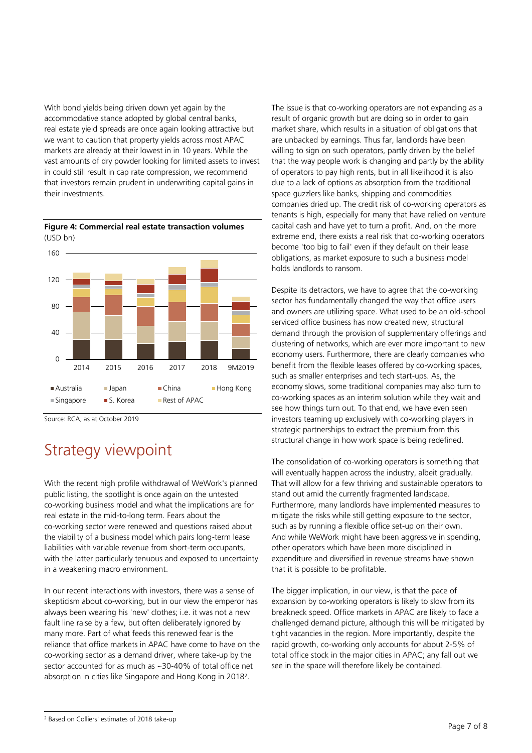With bond yields being driven down yet again by the accommodative stance adopted by global central banks, real estate yield spreads are once again looking attractive but we want to caution that property yields across most APAC markets are already at their lowest in in 10 years. While the vast amounts of dry powder looking for limited assets to invest in could still result in cap rate compression, we recommend that investors remain prudent in underwriting capital gains in their investments.

**Figure 4: Commercial real estate transaction volumes** (USD bn)

Source: RCA, as at October 2019

## Strategy viewpoint

With the recent high profile withdrawal of WeWork's planned public listing, the spotlight is once again on the untested co-working business model and what the implications are for real estate in the mid-to-long term. Fears about the co-working sector were renewed and questions raised about the viability of a business model which pairs long-term lease liabilities with variable revenue from short-term occupants, with the latter particularly tenuous and exposed to uncertainty in a weakening macro environment.

In our recent interactions with investors, there was a sense of skepticism about co-working, but in our view the emperor has always been wearing his 'new' clothes; i.e. it was not a new fault line raise by a few, but often deliberately ignored by many more. Part of what feeds this renewed fear is the reliance that office markets in APAC have come to have on the co-working sector as a demand driver, where take-up by the sector accounted for as much as ~30-40% of total office net absorption in cities like Singapore and Hong Kong in 2018[2].

The issue is that co-working operators are not expanding as a result of organic growth but are doing so in order to gain market share, which results in a situation of obligations that are unbacked by earnings. Thus far, landlords have been willing to sign on such operators, partly driven by the belief that the way people work is changing and partly by the ability of operators to pay high rents, but in all likelihood it is also due to a lack of options as absorption from the traditional space guzzlers like banks, shipping and commodities companies dried up. The credit risk of co-working operators as tenants is high, especially for many that have relied on venture capital cash and have yet to turn a profit. And, on the more extreme end, there exists a real risk that co-working operators become 'too big to fail' even if they default on their lease obligations, as market exposure to such a business model holds landlords to ransom.

Despite its detractors, we have to agree that the co-working sector has fundamentally changed the way that office users and owners are utilizing space. What used to be an old-school serviced office business has now created new, structural demand through the provision of supplementary offerings and clustering of networks, which are ever more important to new economy users. Furthermore, there are clearly companies who benefit from the flexible leases offered by co-working spaces, such as smaller enterprises and tech start-ups. As, the economy slows, some traditional companies may also turn to co-working spaces as an interim solution while they wait and see how things turn out. To that end, we have even seen investors teaming up exclusively with co-working players in strategic partnerships to extract the premium from this structural change in how work space is being redefined.

The consolidation of co-working operators is something that will eventually happen across the industry, albeit gradually. That will allow for a few thriving and sustainable operators to stand out amid the currently fragmented landscape. Furthermore, many landlords have implemented measures to mitigate the risks while still getting exposure to the sector, such as by running a flexible office set-up on their own. And while WeWork might have been aggressive in spending, other operators which have been more disciplined in expenditure and diversified in revenue streams have shown that it is possible to be profitable.

The bigger implication, in our view, is that the pace of expansion by co-working operators is likely to slow from its breakneck speed. Office markets in APAC are likely to face a challenged demand picture, although this will be mitigated by tight vacancies in the region. More importantly, despite the rapid growth, co-working only accounts for about 2-5% of total office stock in the major cities in APAC; any fall out we see in the space will therefore likely be contained.

[2] Based on Colliers' estimates of 2018 take-up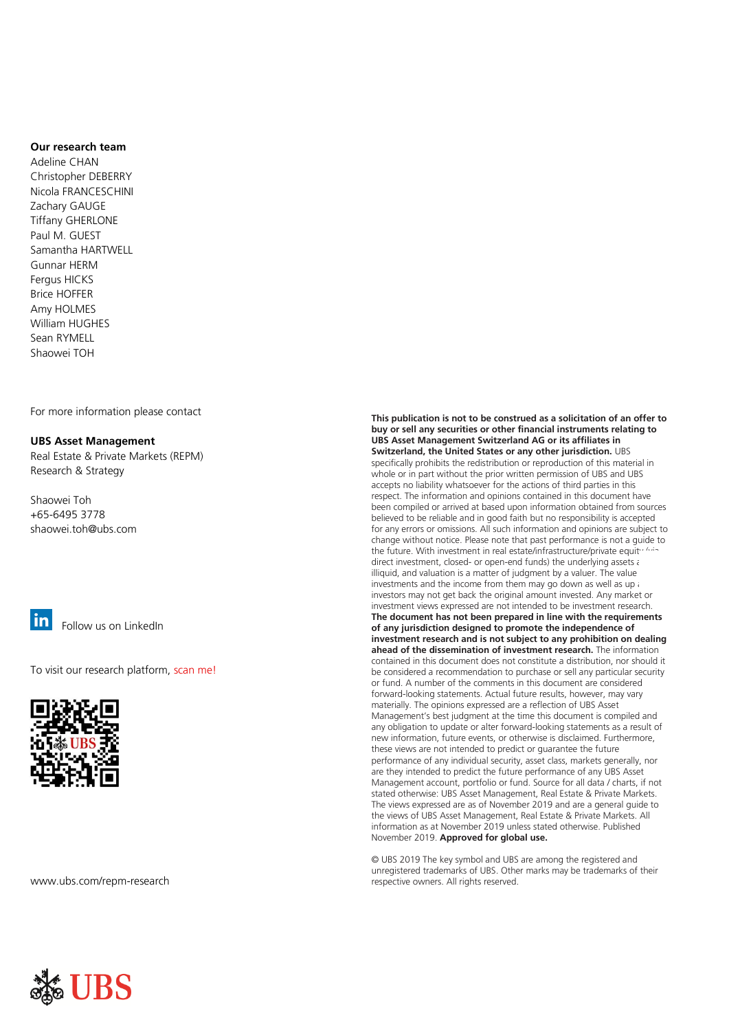**Our research team**

Adeline CHAN
Christopher DEBERRY
Nicola FRANCESCHINI
Zachary GAUGE
Tiffany GHERLONE
Paul M. GUEST
Samantha HARTWELL
Gunnar HERM
Fergus HICKS
Brice HOFFER
Amy HOLMES
William HUGHES
Sean RYMELL
Shaowei TOH

For more information please contact

**UBS Asset Management**
Real Estate & Private Markets (REPM)
Research & Strategy

Shaowei Toh
+65-6495 3778
shaowei.toh@ubs.com

Follow us on LinkedIn

To visit our research platform, scan me!

www.ubs.com/repm-research

**This publication is not to be construed as a solicitation of an offer to buy or sell any securities or other financial instruments relating to UBS Asset Management Switzerland AG or its affiliates in Switzerland, the United States or any other jurisdiction.** UBS specifically prohibits the redistribution or reproduction of this material in whole or in part without the prior written permission of UBS and UBS accepts no liability whatsoever for the actions of third parties in this respect. The information and opinions contained in this document have been compiled or arrived at based upon information obtained from sources believed to be reliable and in good faith but no responsibility is accepted for any errors or omissions. All such information and opinions are subject to change without notice. Please note that past performance is not a guide to the future. With investment in real estate/infrastructure/private equity (via direct investment, closed- or open-end funds) the underlying assets are illiquid, and valuation is a matter of judgment by a valuer. The value of investments and the income from them may go down as well as up and investors may not get back the original amount invested. Any market or investment views expressed are not intended to be investment research. **The document has not been prepared in line with the requirements of any jurisdiction designed to promote the independence of investment research and is not subject to any prohibition on dealing ahead of the dissemination of investment research.** The information contained in this document does not constitute a distribution, nor should it be considered a recommendation to purchase or sell any particular security or fund. A number of the comments in this document are considered forward-looking statements. Actual future results, however, may vary materially. The opinions expressed are a reflection of UBS Asset Management's best judgment at the time this document is compiled and any obligation to update or alter forward-looking statements as a result of new information, future events, or otherwise is disclaimed. Furthermore, these views are not intended to predict or guarantee the future performance of any individual security, asset class, markets generally, nor are they intended to predict the future performance of any UBS Asset Management account, portfolio or fund. Source for all data / charts, if not stated otherwise: UBS Asset Management, Real Estate & Private Markets. The views expressed are as of November 2019 and are a general guide to the views of UBS Asset Management, Real Estate & Private Markets. All information as at November 2019 unless stated otherwise. Published November 2019. **Approved for global use.**

© UBS 2019 The key symbol and UBS are among the registered and unregistered trademarks of UBS. Other marks may be trademarks of their respective owners. All rights reserved.